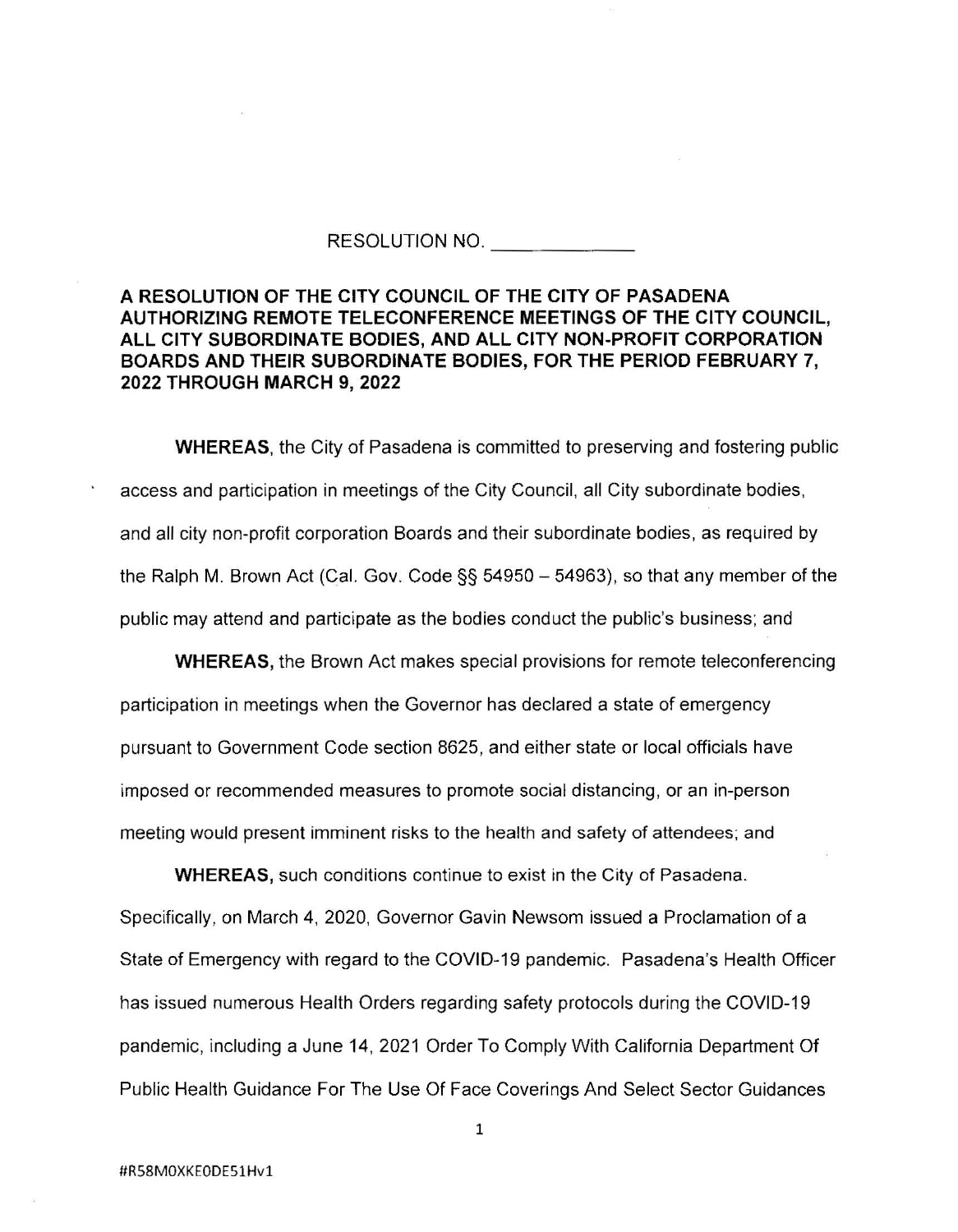RESOLUTION NO. ____________

**A RESOLUTION OF THE CITY COUNCIL OF THE CITY OF PASADENA AUTHORIZING REMOTE TELECONFERENCE MEETINGS OF THE CITY COUNCIL, ALL CITY SUBORDINATE BODIES, AND ALL CITY NON-PROFIT CORPORATION BOARDS AND THEIR SUBORDINATE BODIES, FOR THE PERIOD FEBRUARY 7, 2022 THROUGH MARCH 9, 2022**

**WHEREAS**, the City of Pasadena is committed to preserving and fostering public access and participation in meetings of the City Council, all City subordinate bodies, and all city non-profit corporation Boards and their subordinate bodies, as required by the Ralph M. Brown Act (Cal. Gov. Code §§ 54950 – 54963), so that any member of the public may attend and participate as the bodies conduct the public's business; and

**WHEREAS,** the Brown Act makes special provisions for remote teleconferencing participation in meetings when the Governor has declared a state of emergency pursuant to Government Code section 8625, and either state or local officials have imposed or recommended measures to promote social distancing, or an in-person meeting would present imminent risks to the health and safety of attendees; and

**WHEREAS,** such conditions continue to exist in the City of Pasadena. Specifically, on March 4, 2020, Governor Gavin Newsom issued a Proclamation of a State of Emergency with regard to the COVID-19 pandemic. Pasadena's Health Officer has issued numerous Health Orders regarding safety protocols during the COVID-19 pandemic, including a June 14, 2021 Order To Comply With California Department Of Public Health Guidance For The Use Of Face Coverings And Select Sector Guidances

#R58M0XKE0DE51Hv1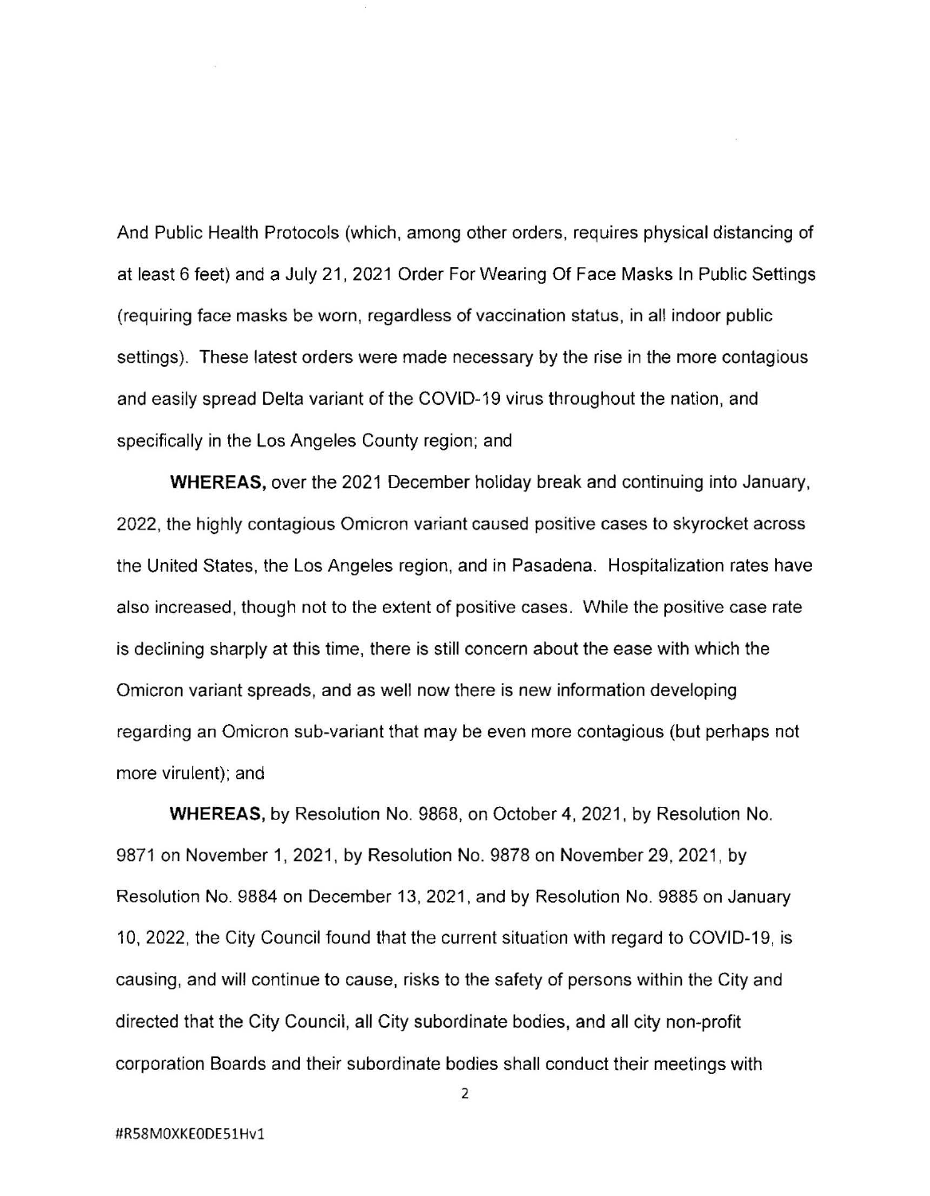And Public Health Protocols (which, among other orders, requires physical distancing of at least 6 feet) and a July 21, 2021 Order For Wearing Of Face Masks In Public Settings (requiring face masks be worn, regardless of vaccination status, in all indoor public settings). These latest orders were made necessary by the rise in the more contagious and easily spread Delta variant of the COVID-19 virus throughout the nation, and specifically in the Los Angeles County region; and

**WHEREAS,** over the 2021 December holiday break and continuing into January, 2022, the highly contagious Omicron variant caused positive cases to skyrocket across the United States, the Los Angeles region, and in Pasadena. Hospitalization rates have also increased, though not to the extent of positive cases. While the positive case rate is declining sharply at this time, there is still concern about the ease with which the Omicron variant spreads, and as well now there is new information developing regarding an Omicron sub-variant that may be even more contagious (but perhaps not more virulent); and

**WHEREAS,** by Resolution No. 9868, on October 4, 2021, by Resolution No. 9871 on November 1, 2021, by Resolution No. 9878 on November 29, 2021, by Resolution No. 9884 on December 13, 2021, and by Resolution No. 9885 on January 10, 2022, the City Council found that the current situation with regard to COVID-19, is causing, and will continue to cause, risks to the safety of persons within the City and directed that the City Council, all City subordinate bodies, and all city non-profit corporation Boards and their subordinate bodies shall conduct their meetings with

#R58M0XKE0DE51Hv1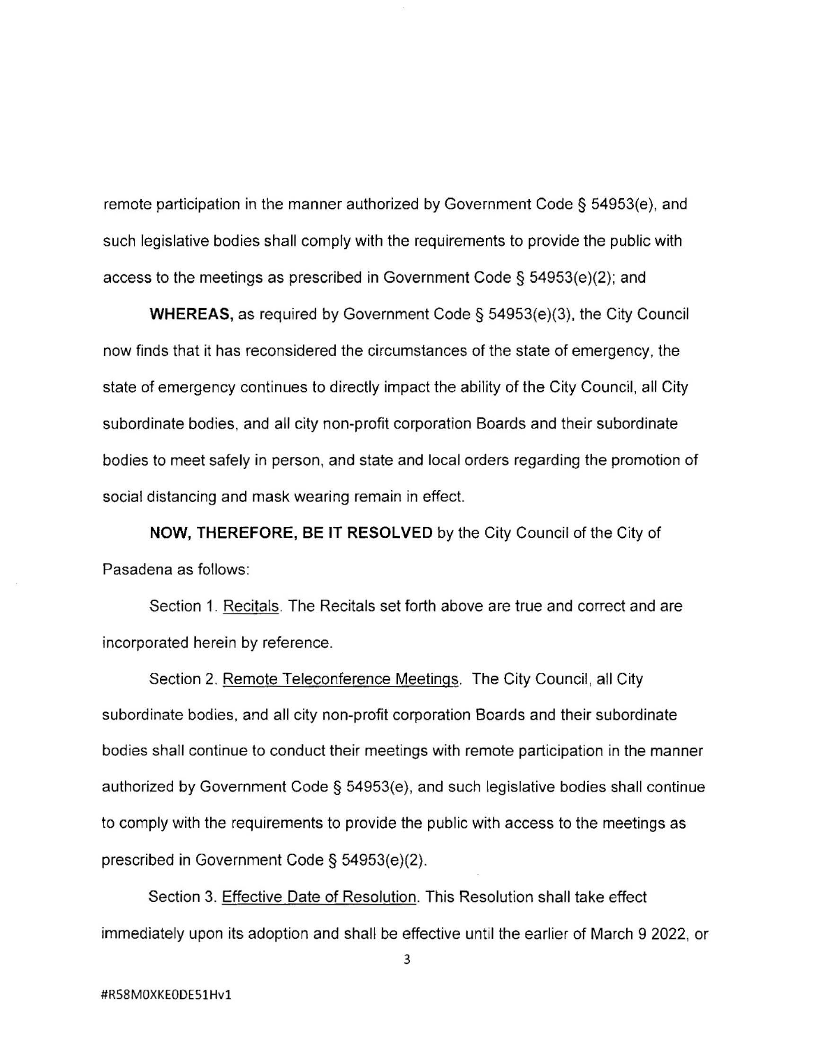remote participation in the manner authorized by Government Code § 54953(e), and such legislative bodies shall comply with the requirements to provide the public with access to the meetings as prescribed in Government Code § 54953(e)(2); and

**WHEREAS,** as required by Government Code § 54953(e)(3), the City Council now finds that it has reconsidered the circumstances of the state of emergency, the state of emergency continues to directly impact the ability of the City Council, all City subordinate bodies, and all city non-profit corporation Boards and their subordinate bodies to meet safely in person, and state and local orders regarding the promotion of social distancing and mask wearing remain in effect.

**NOW, THEREFORE, BE IT RESOLVED** by the City Council of the City of Pasadena as follows:

Section 1. Recitals. The Recitals set forth above are true and correct and are incorporated herein by reference.

Section 2. Remote Teleconference Meetings. The City Council, all City subordinate bodies, and all city non-profit corporation Boards and their subordinate bodies shall continue to conduct their meetings with remote participation in the manner authorized by Government Code § 54953(e), and such legislative bodies shall continue to comply with the requirements to provide the public with access to the meetings as prescribed in Government Code § 54953(e)(2).

Section 3. Effective Date of Resolution. This Resolution shall take effect immediately upon its adoption and shall be effective until the earlier of March 9 2022, or

#R58M0XKE0DE51Hv1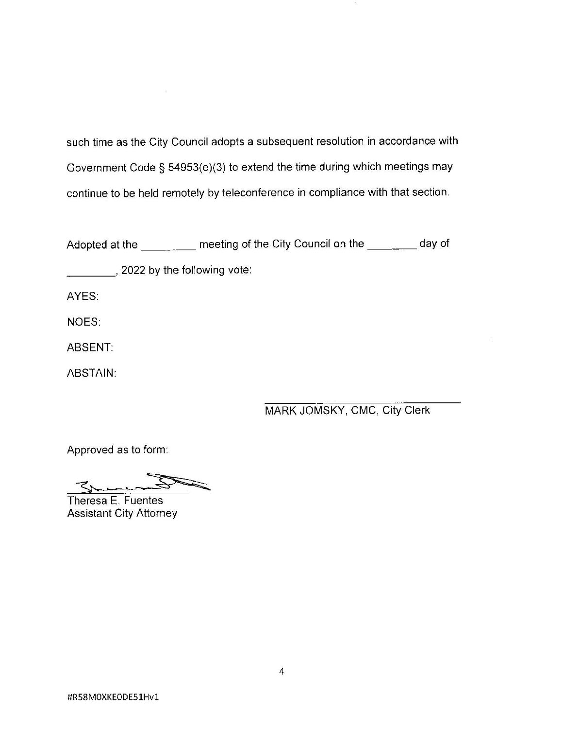such time as the City Council adopts a subsequent resolution in accordance with Government Code § 54953(e)(3) to extend the time during which meetings may continue to be held remotely by teleconference in compliance with that section.

Adopted at the _________ meeting of the City Council on the ________ day of ________, 2022 by the following vote:

AYES:

NOES:

ABSENT:

ABSTAIN:

_______________________________
MARK JOMSKY, CMC, City Clerk

Approved as to form:

_______________________________
Theresa E. Fuentes
Assistant City Attorney

#R58M0XKE0DE51Hv1